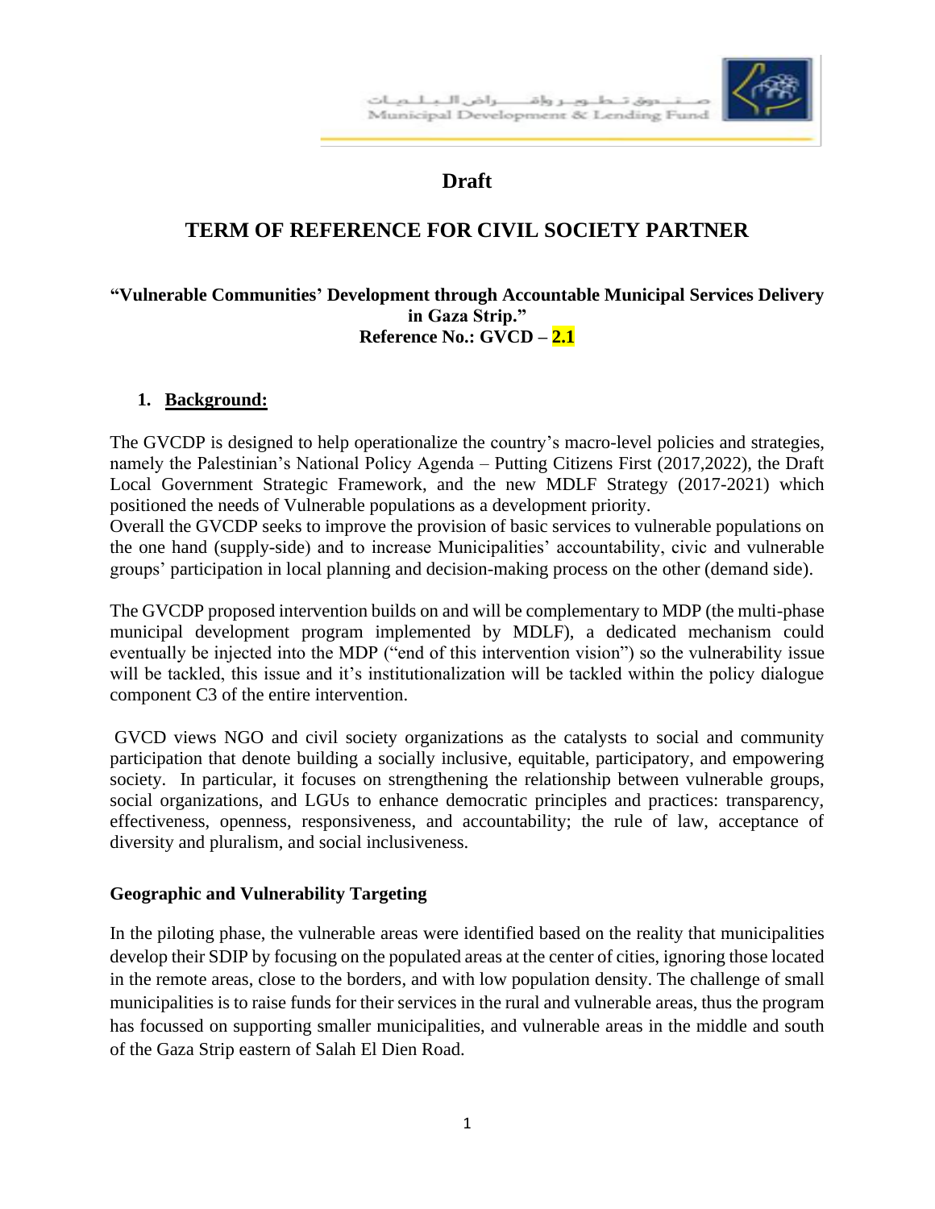# Draft

# TERM OF REFERENCE FOR CIVIL SOCIETY PARTNER

**"Vulnerable Communities' Development through Accountable Municipal Services Delivery in Gaza Strip."**
**Reference No.: GVCD – 2.1**

## 1. Background:

The GVCDP is designed to help operationalize the country's macro-level policies and strategies, namely the Palestinian's National Policy Agenda – Putting Citizens First (2017,2022), the Draft Local Government Strategic Framework, and the new MDLF Strategy (2017-2021) which positioned the needs of Vulnerable populations as a development priority.
Overall the GVCDP seeks to improve the provision of basic services to vulnerable populations on the one hand (supply-side) and to increase Municipalities' accountability, civic and vulnerable groups' participation in local planning and decision-making process on the other (demand side).

The GVCDP proposed intervention builds on and will be complementary to MDP (the multi-phase municipal development program implemented by MDLF), a dedicated mechanism could eventually be injected into the MDP ("end of this intervention vision") so the vulnerability issue will be tackled, this issue and it's institutionalization will be tackled within the policy dialogue component C3 of the entire intervention.

GVCD views NGO and civil society organizations as the catalysts to social and community participation that denote building a socially inclusive, equitable, participatory, and empowering society. In particular, it focuses on strengthening the relationship between vulnerable groups, social organizations, and LGUs to enhance democratic principles and practices: transparency, effectiveness, openness, responsiveness, and accountability; the rule of law, acceptance of diversity and pluralism, and social inclusiveness.

### Geographic and Vulnerability Targeting

In the piloting phase, the vulnerable areas were identified based on the reality that municipalities develop their SDIP by focusing on the populated areas at the center of cities, ignoring those located in the remote areas, close to the borders, and with low population density. The challenge of small municipalities is to raise funds for their services in the rural and vulnerable areas, thus the program has focussed on supporting smaller municipalities, and vulnerable areas in the middle and south of the Gaza Strip eastern of Salah El Dien Road.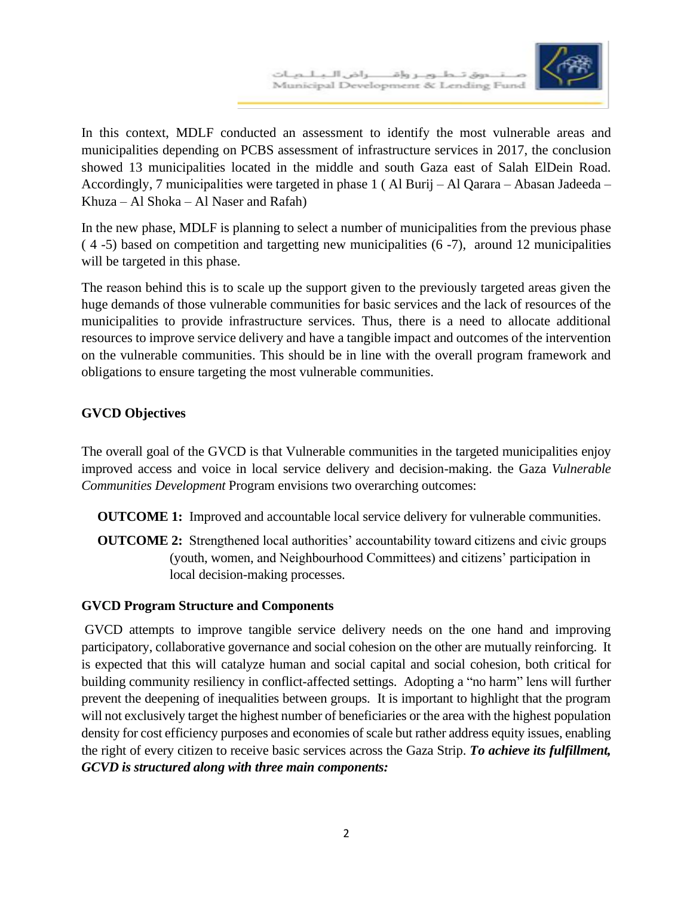In this context, MDLF conducted an assessment to identify the most vulnerable areas and municipalities depending on PCBS assessment of infrastructure services in 2017, the conclusion showed 13 municipalities located in the middle and south Gaza east of Salah ElDein Road. Accordingly, 7 municipalities were targeted in phase 1 ( Al Burij – Al Qarara – Abasan Jadeeda – Khuza – Al Shoka – Al Naser and Rafah)

In the new phase, MDLF is planning to select a number of municipalities from the previous phase ( 4 -5) based on competition and targetting new municipalities (6 -7), around 12 municipalities will be targeted in this phase.

The reason behind this is to scale up the support given to the previously targeted areas given the huge demands of those vulnerable communities for basic services and the lack of resources of the municipalities to provide infrastructure services. Thus, there is a need to allocate additional resources to improve service delivery and have a tangible impact and outcomes of the intervention on the vulnerable communities. This should be in line with the overall program framework and obligations to ensure targeting the most vulnerable communities.

**GVCD Objectives**

The overall goal of the GVCD is that Vulnerable communities in the targeted municipalities enjoy improved access and voice in local service delivery and decision-making. the Gaza *Vulnerable Communities Development* Program envisions two overarching outcomes:

**OUTCOME 1:** Improved and accountable local service delivery for vulnerable communities.

**OUTCOME 2:** Strengthened local authorities' accountability toward citizens and civic groups (youth, women, and Neighbourhood Committees) and citizens' participation in local decision-making processes.

**GVCD Program Structure and Components**

GVCD attempts to improve tangible service delivery needs on the one hand and improving participatory, collaborative governance and social cohesion on the other are mutually reinforcing. It is expected that this will catalyze human and social capital and social cohesion, both critical for building community resiliency in conflict-affected settings. Adopting a "no harm" lens will further prevent the deepening of inequalities between groups. It is important to highlight that the program will not exclusively target the highest number of beneficiaries or the area with the highest population density for cost efficiency purposes and economies of scale but rather address equity issues, enabling the right of every citizen to receive basic services across the Gaza Strip. ***To achieve its fulfillment, GCVD is structured along with three main components:***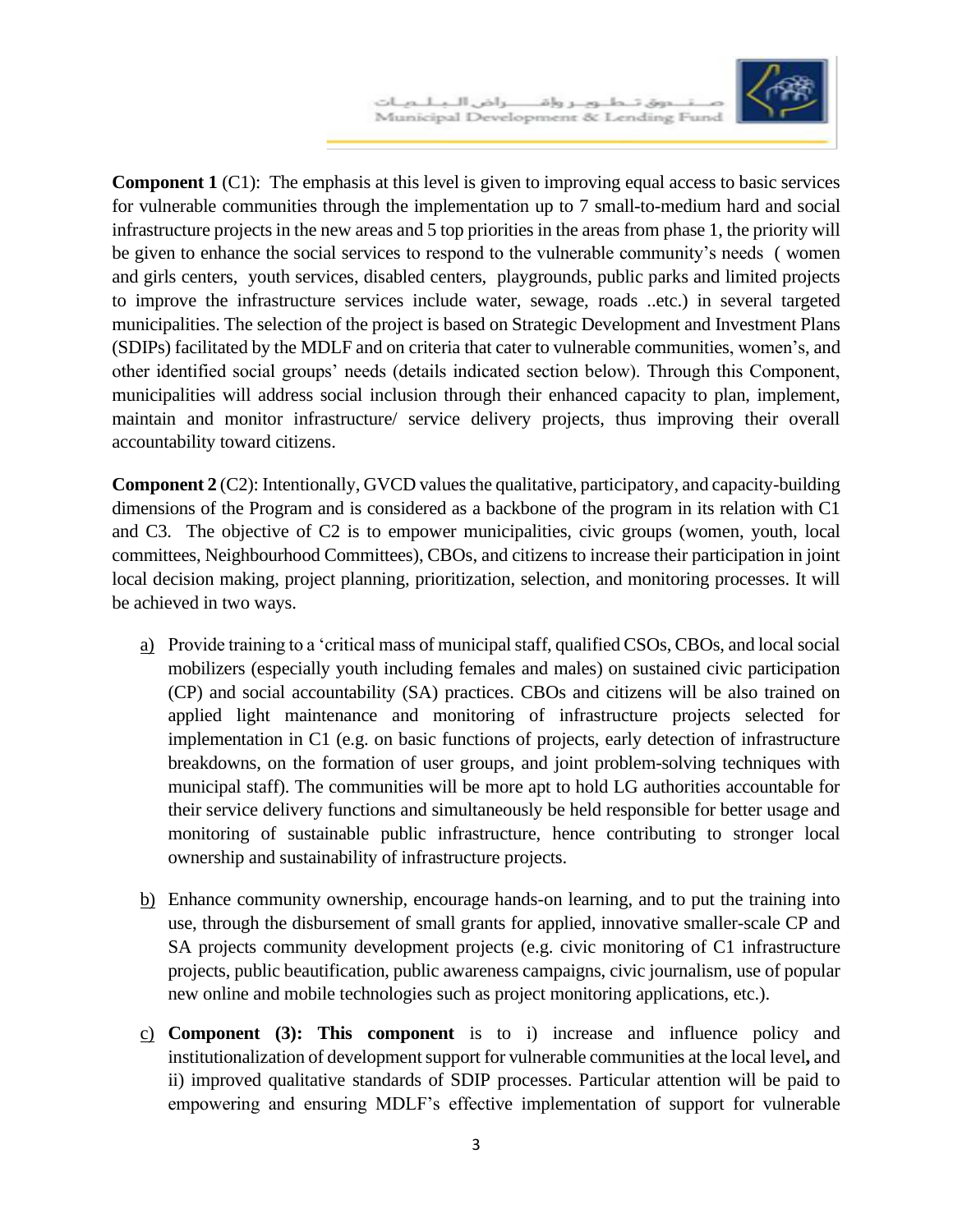**Component 1** (C1): The emphasis at this level is given to improving equal access to basic services for vulnerable communities through the implementation up to 7 small-to-medium hard and social infrastructure projects in the new areas and 5 top priorities in the areas from phase 1, the priority will be given to enhance the social services to respond to the vulnerable community's needs ( women and girls centers, youth services, disabled centers, playgrounds, public parks and limited projects to improve the infrastructure services include water, sewage, roads ..etc.) in several targeted municipalities. The selection of the project is based on Strategic Development and Investment Plans (SDIPs) facilitated by the MDLF and on criteria that cater to vulnerable communities, women's, and other identified social groups' needs (details indicated section below). Through this Component, municipalities will address social inclusion through their enhanced capacity to plan, implement, maintain and monitor infrastructure/ service delivery projects, thus improving their overall accountability toward citizens.

**Component 2** (C2): Intentionally, GVCD values the qualitative, participatory, and capacity-building dimensions of the Program and is considered as a backbone of the program in its relation with C1 and C3. The objective of C2 is to empower municipalities, civic groups (women, youth, local committees, Neighbourhood Committees), CBOs, and citizens to increase their participation in joint local decision making, project planning, prioritization, selection, and monitoring processes. It will be achieved in two ways.

a) Provide training to a 'critical mass of municipal staff, qualified CSOs, CBOs, and local social mobilizers (especially youth including females and males) on sustained civic participation (CP) and social accountability (SA) practices. CBOs and citizens will be also trained on applied light maintenance and monitoring of infrastructure projects selected for implementation in C1 (e.g. on basic functions of projects, early detection of infrastructure breakdowns, on the formation of user groups, and joint problem-solving techniques with municipal staff). The communities will be more apt to hold LG authorities accountable for their service delivery functions and simultaneously be held responsible for better usage and monitoring of sustainable public infrastructure, hence contributing to stronger local ownership and sustainability of infrastructure projects.

b) Enhance community ownership, encourage hands-on learning, and to put the training into use, through the disbursement of small grants for applied, innovative smaller-scale CP and SA projects community development projects (e.g. civic monitoring of C1 infrastructure projects, public beautification, public awareness campaigns, civic journalism, use of popular new online and mobile technologies such as project monitoring applications, etc.).

c) **Component (3): This component** is to i) increase and influence policy and institutionalization of development support for vulnerable communities at the local level**,** and ii) improved qualitative standards of SDIP processes. Particular attention will be paid to empowering and ensuring MDLF's effective implementation of support for vulnerable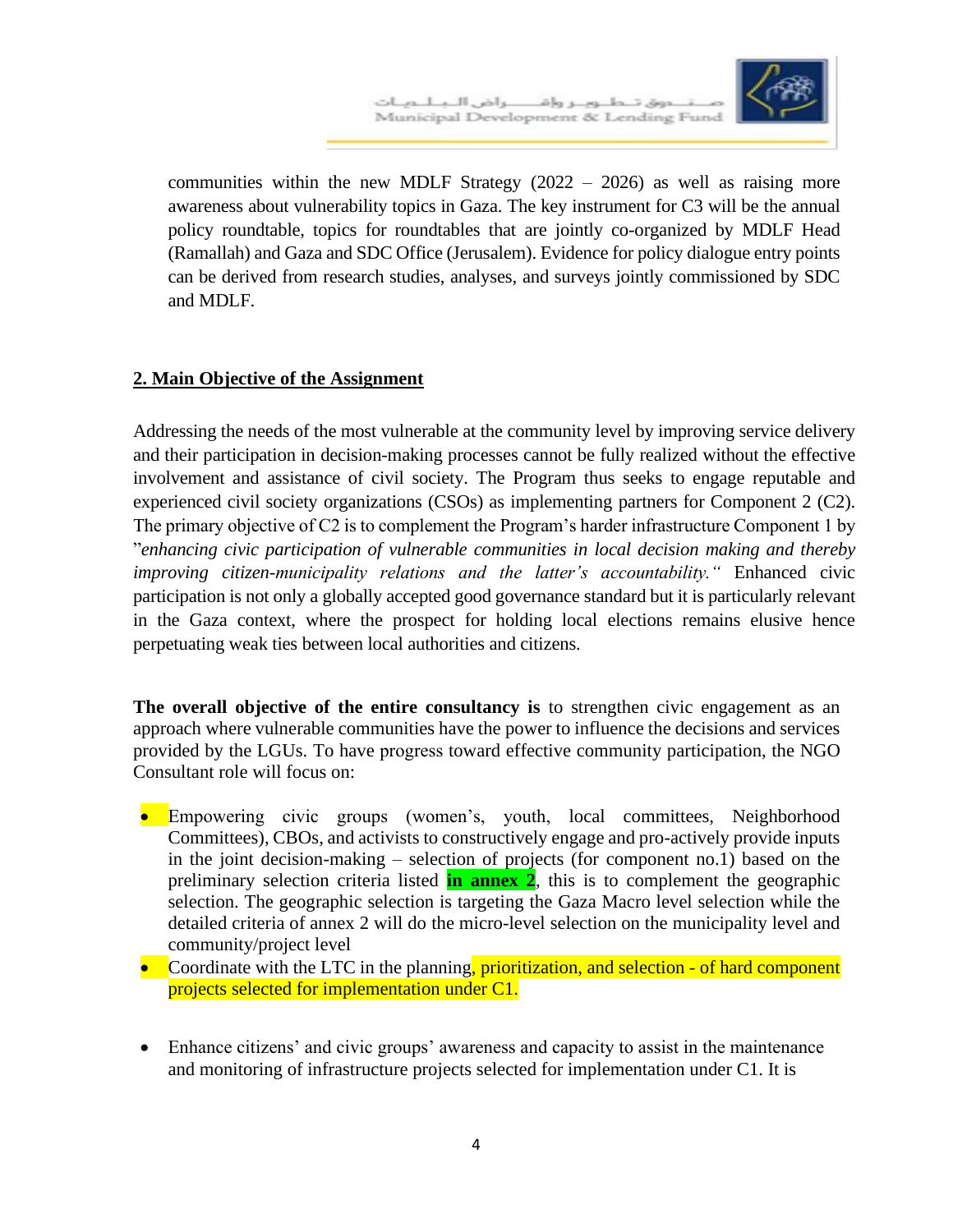communities within the new MDLF Strategy (2022 – 2026) as well as raising more awareness about vulnerability topics in Gaza. The key instrument for C3 will be the annual policy roundtable, topics for roundtables that are jointly co-organized by MDLF Head (Ramallah) and Gaza and SDC Office (Jerusalem). Evidence for policy dialogue entry points can be derived from research studies, analyses, and surveys jointly commissioned by SDC and MDLF.

## 2. Main Objective of the Assignment

Addressing the needs of the most vulnerable at the community level by improving service delivery and their participation in decision-making processes cannot be fully realized without the effective involvement and assistance of civil society. The Program thus seeks to engage reputable and experienced civil society organizations (CSOs) as implementing partners for Component 2 (C2). The primary objective of C2 is to complement the Program's harder infrastructure Component 1 by "*enhancing civic participation of vulnerable communities in local decision making and thereby improving citizen-municipality relations and the latter's accountability.*" Enhanced civic participation is not only a globally accepted good governance standard but it is particularly relevant in the Gaza context, where the prospect for holding local elections remains elusive hence perpetuating weak ties between local authorities and citizens.

**The overall objective of the entire consultancy is** to strengthen civic engagement as an approach where vulnerable communities have the power to influence the decisions and services provided by the LGUs. To have progress toward effective community participation, the NGO Consultant role will focus on:

- Empowering civic groups (women's, youth, local committees, Neighborhood Committees), CBOs, and activists to constructively engage and pro-actively provide inputs in the joint decision-making – selection of projects (for component no.1) based on the preliminary selection criteria listed **in annex 2**, this is to complement the geographic selection. The geographic selection is targeting the Gaza Macro level selection while the detailed criteria of annex 2 will do the micro-level selection on the municipality level and community/project level
- Coordinate with the LTC in the planning, prioritization, and selection - of hard component projects selected for implementation under C1.
- Enhance citizens' and civic groups' awareness and capacity to assist in the maintenance and monitoring of infrastructure projects selected for implementation under C1. It is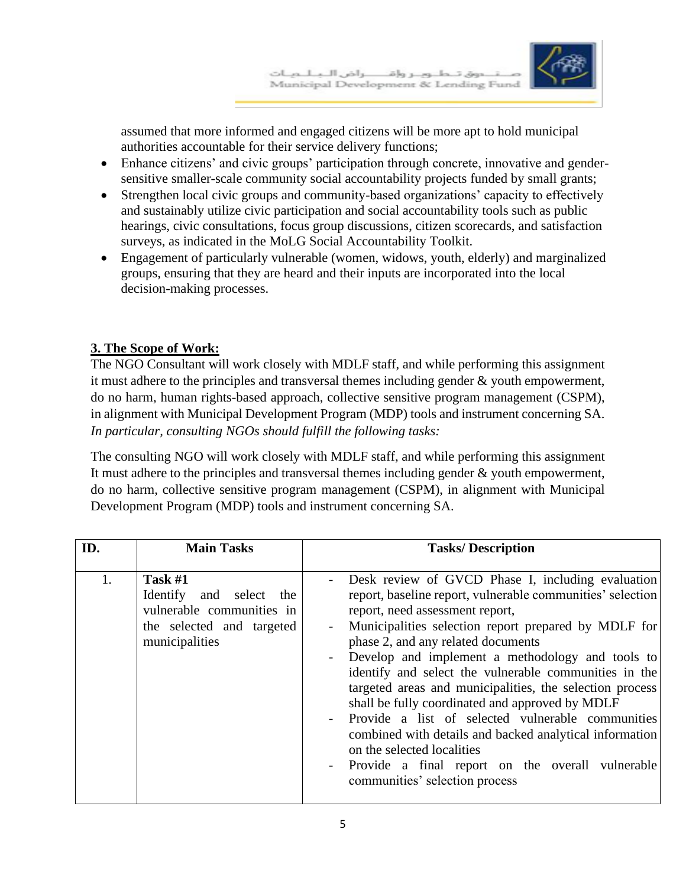assumed that more informed and engaged citizens will be more apt to hold municipal authorities accountable for their service delivery functions;

- Enhance citizens' and civic groups' participation through concrete, innovative and gender-sensitive smaller-scale community social accountability projects funded by small grants;
- Strengthen local civic groups and community-based organizations' capacity to effectively and sustainably utilize civic participation and social accountability tools such as public hearings, civic consultations, focus group discussions, citizen scorecards, and satisfaction surveys, as indicated in the MoLG Social Accountability Toolkit.
- Engagement of particularly vulnerable (women, widows, youth, elderly) and marginalized groups, ensuring that they are heard and their inputs are incorporated into the local decision-making processes.

## 3. The Scope of Work:

The NGO Consultant will work closely with MDLF staff, and while performing this assignment it must adhere to the principles and transversal themes including gender & youth empowerment, do no harm, human rights-based approach, collective sensitive program management (CSPM), in alignment with Municipal Development Program (MDP) tools and instrument concerning SA. *In particular, consulting NGOs should fulfill the following tasks:*

The consulting NGO will work closely with MDLF staff, and while performing this assignment It must adhere to the principles and transversal themes including gender & youth empowerment, do no harm, collective sensitive program management (CSPM), in alignment with Municipal Development Program (MDP) tools and instrument concerning SA.

| ID. | Main Tasks | Tasks/ Description |
|---|---|---|
| 1. | **Task #1**<br>Identify and select the vulnerable communities in the selected and targeted municipalities | - Desk review of GVCD Phase I, including evaluation report, baseline report, vulnerable communities' selection report, need assessment report,<br>- Municipalities selection report prepared by MDLF for phase 2, and any related documents<br>- Develop and implement a methodology and tools to identify and select the vulnerable communities in the targeted areas and municipalities, the selection process shall be fully coordinated and approved by MDLF<br>- Provide a list of selected vulnerable communities combined with details and backed analytical information on the selected localities<br>- Provide a final report on the overall vulnerable communities' selection process |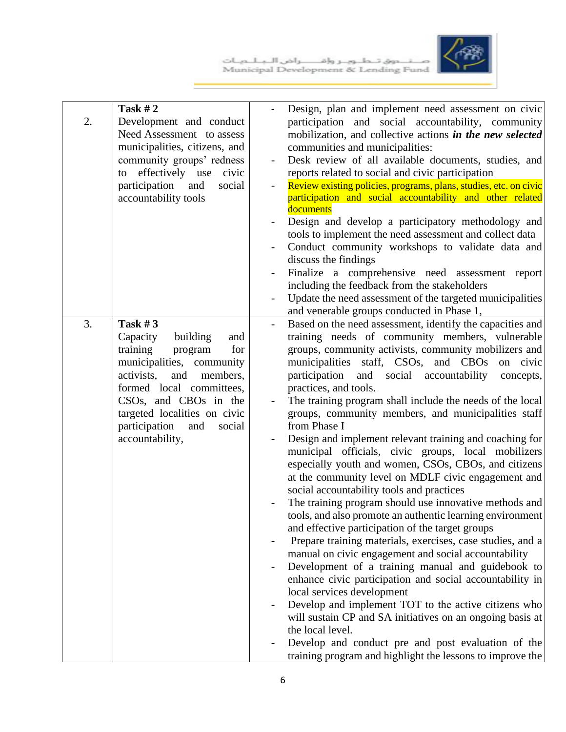| 2. | **Task # 2**<br>Development and conduct Need Assessment to assess municipalities, citizens, and community groups' redness to effectively use civic participation and social accountability tools | - Design, plan and implement need assessment on civic participation and social accountability, community mobilization, and collective actions ***in the new selected*** communities and municipalities:<br>- Desk review of all available documents, studies, and reports related to social and civic participation<br>- Review existing policies, programs, plans, studies, etc. on civic participation and social accountability and other related documents<br>- Design and develop a participatory methodology and tools to implement the need assessment and collect data<br>- Conduct community workshops to validate data and discuss the findings<br>- Finalize a comprehensive need assessment report including the feedback from the stakeholders<br>- Update the need assessment of the targeted municipalities and venerable groups conducted in Phase 1, |
|---|---|---|
| 3. | **Task # 3**<br>Capacity building and training program for municipalities, community activists, and members, formed local committees, CSOs, and CBOs in the targeted localities on civic participation and social accountability, | - Based on the need assessment, identify the capacities and training needs of community members, vulnerable groups, community activists, community mobilizers and municipalities staff, CSOs, and CBOs on civic participation and social accountability concepts, practices, and tools.<br>- The training program shall include the needs of the local groups, community members, and municipalities staff from Phase I<br>- Design and implement relevant training and coaching for municipal officials, civic groups, local mobilizers especially youth and women, CSOs, CBOs, and citizens at the community level on MDLF civic engagement and social accountability tools and practices<br>- The training program should use innovative methods and tools, and also promote an authentic learning environment and effective participation of the target groups<br>- Prepare training materials, exercises, case studies, and a manual on civic engagement and social accountability<br>- Development of a training manual and guidebook to enhance civic participation and social accountability in local services development<br>- Develop and implement TOT to the active citizens who will sustain CP and SA initiatives on an ongoing basis at the local level.<br>- Develop and conduct pre and post evaluation of the training program and highlight the lessons to improve the |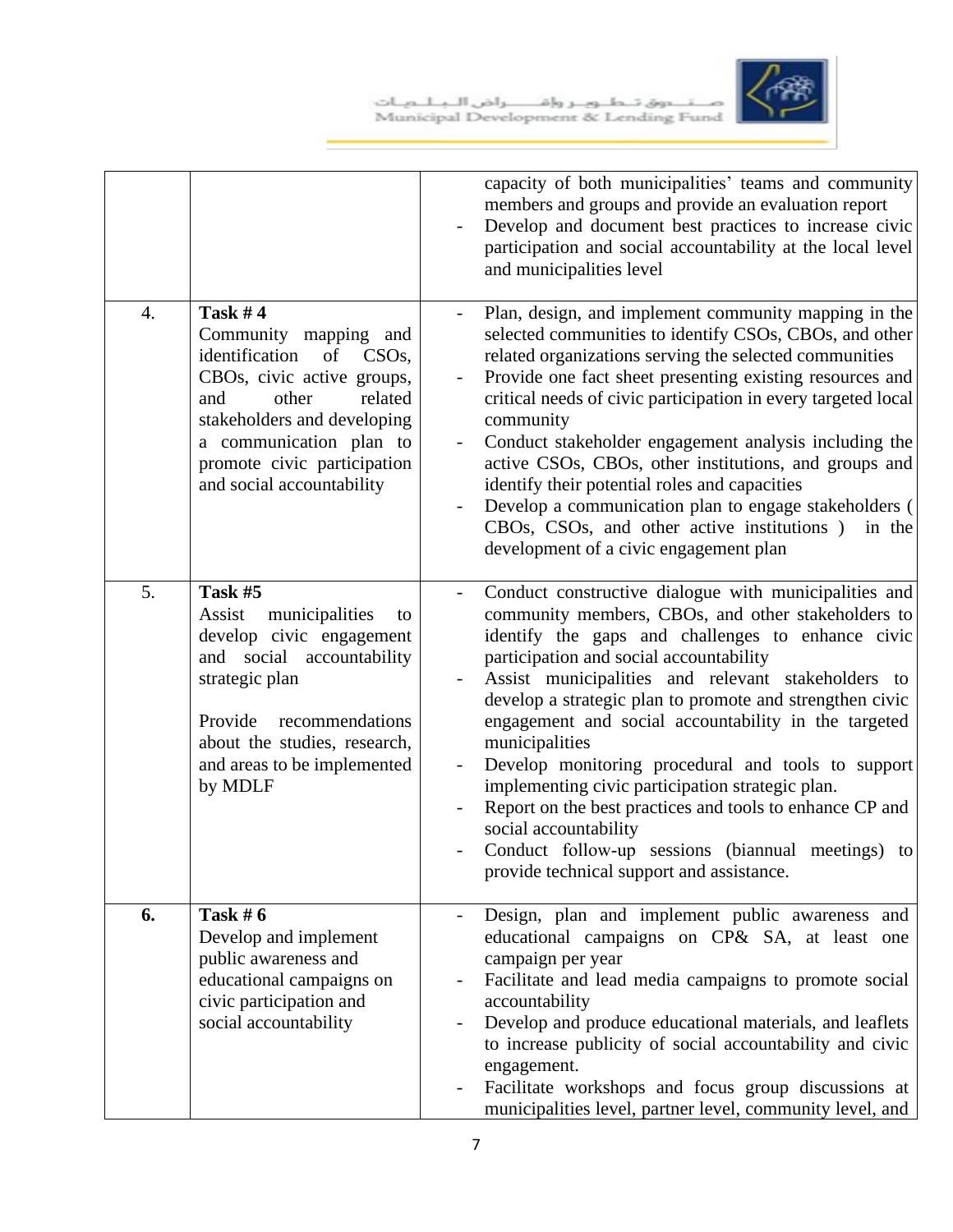| | | |
|---|---|---|
| | | capacity of both municipalities' teams and community members and groups and provide an evaluation report<br>- Develop and document best practices to increase civic participation and social accountability at the local level and municipalities level |
| 4. | **Task # 4**<br>Community mapping and identification of CSOs, CBOs, civic active groups, and other related stakeholders and developing a communication plan to promote civic participation and social accountability | - Plan, design, and implement community mapping in the selected communities to identify CSOs, CBOs, and other related organizations serving the selected communities<br>- Provide one fact sheet presenting existing resources and critical needs of civic participation in every targeted local community<br>- Conduct stakeholder engagement analysis including the active CSOs, CBOs, other institutions, and groups and identify their potential roles and capacities<br>- Develop a communication plan to engage stakeholders ( CBOs, CSOs, and other active institutions ) in the development of a civic engagement plan |
| 5. | **Task #5**<br>Assist municipalities to develop civic engagement and social accountability strategic plan<br><br>Provide recommendations about the studies, research, and areas to be implemented by MDLF | - Conduct constructive dialogue with municipalities and community members, CBOs, and other stakeholders to identify the gaps and challenges to enhance civic participation and social accountability<br>- Assist municipalities and relevant stakeholders to develop a strategic plan to promote and strengthen civic engagement and social accountability in the targeted municipalities<br>- Develop monitoring procedural and tools to support implementing civic participation strategic plan.<br>- Report on the best practices and tools to enhance CP and social accountability<br>- Conduct follow-up sessions (biannual meetings) to provide technical support and assistance. |
| **6.** | **Task # 6**<br>Develop and implement public awareness and educational campaigns on civic participation and social accountability | - Design, plan and implement public awareness and educational campaigns on CP& SA, at least one campaign per year<br>- Facilitate and lead media campaigns to promote social accountability<br>- Develop and produce educational materials, and leaflets to increase publicity of social accountability and civic engagement.<br>- Facilitate workshops and focus group discussions at municipalities level, partner level, community level, and |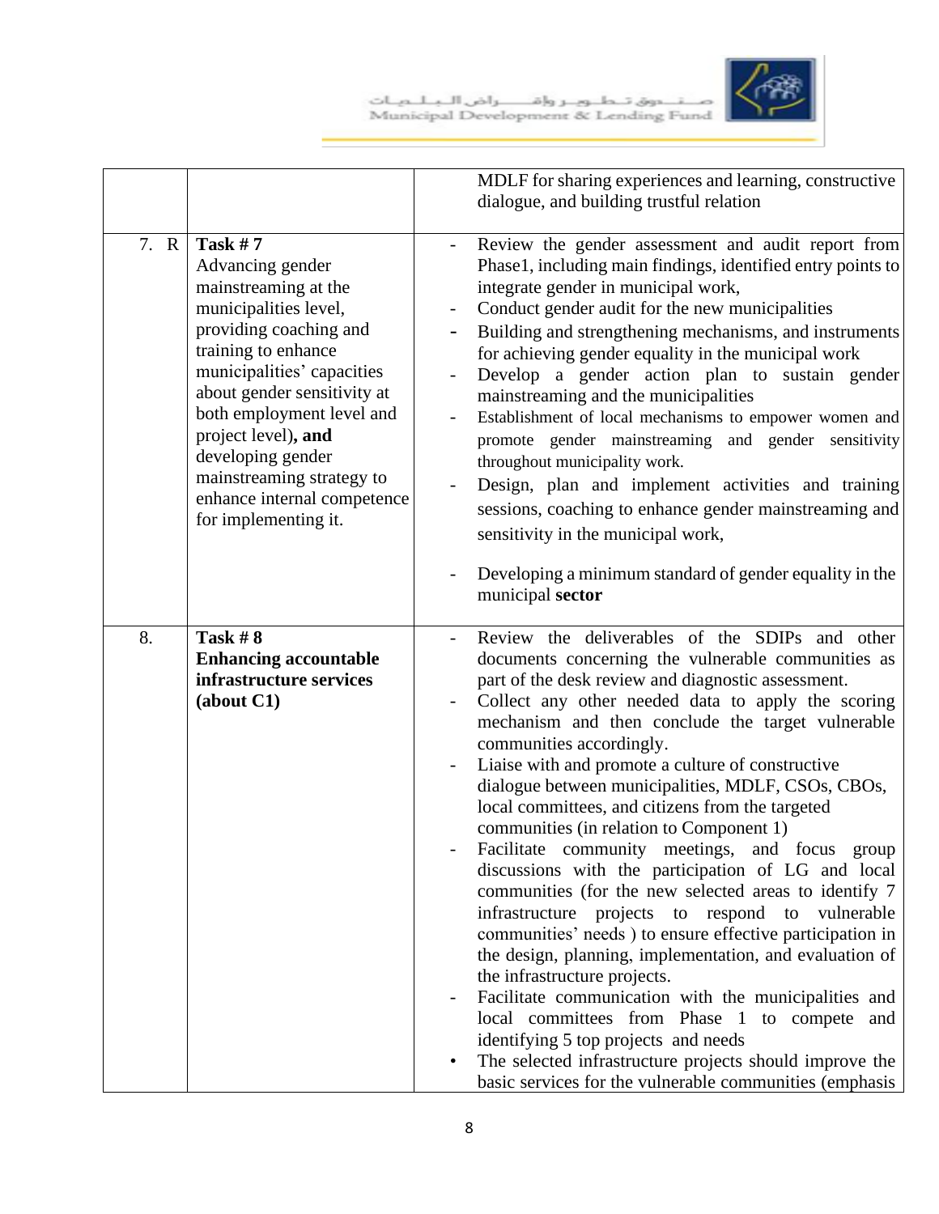| | | |
|---|---|---|
| | | MDLF for sharing experiences and learning, constructive dialogue, and building trustful relation |
| 7. R | **Task # 7**<br>Advancing gender mainstreaming at the municipalities level, providing coaching and training to enhance municipalities' capacities about gender sensitivity at both employment level and project level)**, and** developing gender mainstreaming strategy to enhance internal competence for implementing it. | - Review the gender assessment and audit report from Phase1, including main findings, identified entry points to integrate gender in municipal work,<br>- Conduct gender audit for the new municipalities<br>- Building and strengthening mechanisms, and instruments for achieving gender equality in the municipal work<br>- Develop a gender action plan to sustain gender mainstreaming and the municipalities<br>- Establishment of local mechanisms to empower women and promote gender mainstreaming and gender sensitivity throughout municipality work.<br>- Design, plan and implement activities and training sessions, coaching to enhance gender mainstreaming and sensitivity in the municipal work,<br>- Developing a minimum standard of gender equality in the municipal **sector** |
| 8. | **Task # 8**<br>**Enhancing accountable infrastructure services (about C1)** | - Review the deliverables of the SDIPs and other documents concerning the vulnerable communities as part of the desk review and diagnostic assessment.<br>- Collect any other needed data to apply the scoring mechanism and then conclude the target vulnerable communities accordingly.<br>- Liaise with and promote a culture of constructive dialogue between municipalities, MDLF, CSOs, CBOs, local committees, and citizens from the targeted communities (in relation to Component 1)<br>- Facilitate community meetings, and focus group discussions with the participation of LG and local communities (for the new selected areas to identify 7 infrastructure projects to respond to vulnerable communities' needs ) to ensure effective participation in the design, planning, implementation, and evaluation of the infrastructure projects.<br>- Facilitate communication with the municipalities and local committees from Phase 1 to compete and identifying 5 top projects and needs<br>• The selected infrastructure projects should improve the basic services for the vulnerable communities (emphasis |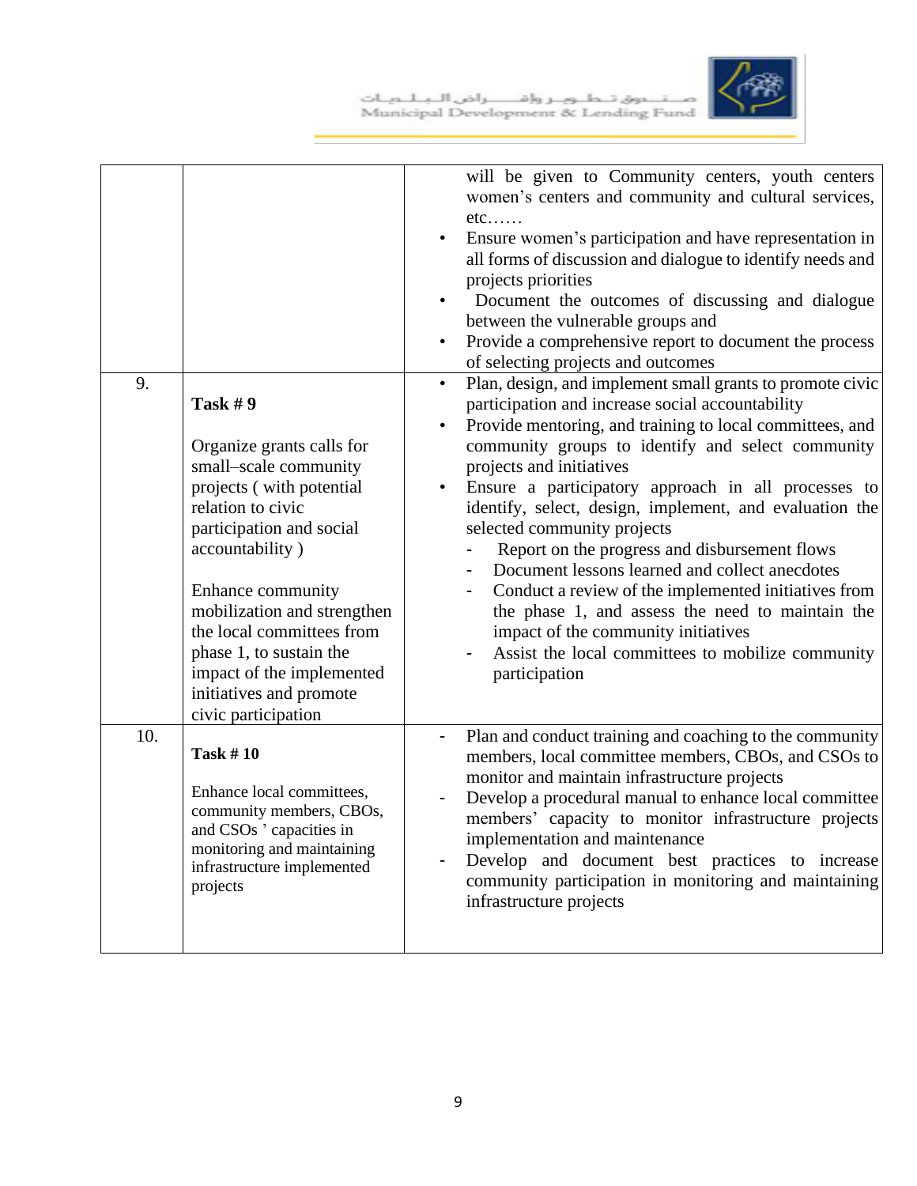| | | |
|---|---|---|
| | | will be given to Community centers, youth centers women's centers and community and cultural services, etc……<br>• Ensure women's participation and have representation in all forms of discussion and dialogue to identify needs and projects priorities<br>• Document the outcomes of discussing and dialogue between the vulnerable groups and<br>• Provide a comprehensive report to document the process of selecting projects and outcomes |
| 9. | **Task # 9**<br><br>Organize grants calls for small–scale community projects ( with potential relation to civic participation and social accountability )<br><br>Enhance community mobilization and strengthen the local committees from phase 1, to sustain the impact of the implemented initiatives and promote civic participation | • Plan, design, and implement small grants to promote civic participation and increase social accountability<br>• Provide mentoring, and training to local committees, and community groups to identify and select community projects and initiatives<br>• Ensure a participatory approach in all processes to identify, select, design, implement, and evaluation the selected community projects<br>- Report on the progress and disbursement flows<br>- Document lessons learned and collect anecdotes<br>- Conduct a review of the implemented initiatives from the phase 1, and assess the need to maintain the impact of the community initiatives<br>- Assist the local committees to mobilize community participation |
| 10. | **Task # 10**<br><br>Enhance local committees, community members, CBOs, and CSOs ' capacities in monitoring and maintaining infrastructure implemented projects | - Plan and conduct training and coaching to the community members, local committee members, CBOs, and CSOs to monitor and maintain infrastructure projects<br>- Develop a procedural manual to enhance local committee members' capacity to monitor infrastructure projects implementation and maintenance<br>- Develop and document best practices to increase community participation in monitoring and maintaining infrastructure projects |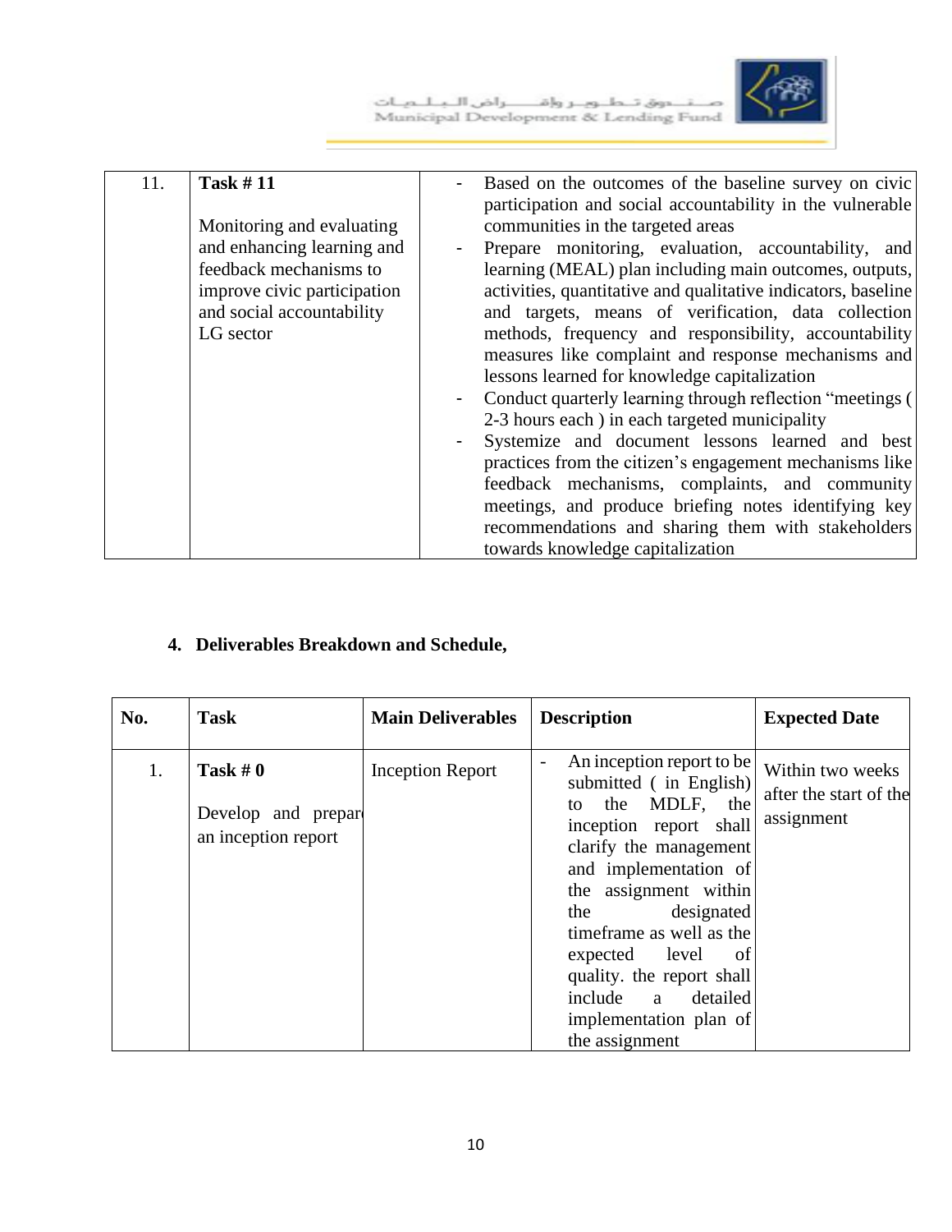| 11. | **Task # 11**<br><br>Monitoring and evaluating and enhancing learning and feedback mechanisms to improve civic participation and social accountability LG sector | - Based on the outcomes of the baseline survey on civic participation and social accountability in the vulnerable communities in the targeted areas<br>- Prepare monitoring, evaluation, accountability, and learning (MEAL) plan including main outcomes, outputs, activities, quantitative and qualitative indicators, baseline and targets, means of verification, data collection methods, frequency and responsibility, accountability measures like complaint and response mechanisms and lessons learned for knowledge capitalization<br>- Conduct quarterly learning through reflection "meetings ( 2-3 hours each ) in each targeted municipality<br>- Systemize and document lessons learned and best practices from the citizen's engagement mechanisms like feedback mechanisms, complaints, and community meetings, and produce briefing notes identifying key recommendations and sharing them with stakeholders towards knowledge capitalization |
|---|---|---|

4. **Deliverables Breakdown and Schedule,**

| No. | Task | Main Deliverables | Description | Expected Date |
|---|---|---|---|---|
| 1. | **Task # 0**<br><br>Develop and prepare an inception report | Inception Report | - An inception report to be submitted ( in English) to the MDLF, the inception report shall clarify the management and implementation of the assignment within the designated timeframe as well as the expected level of quality. the report shall include a detailed implementation plan of the assignment | Within two weeks after the start of the assignment |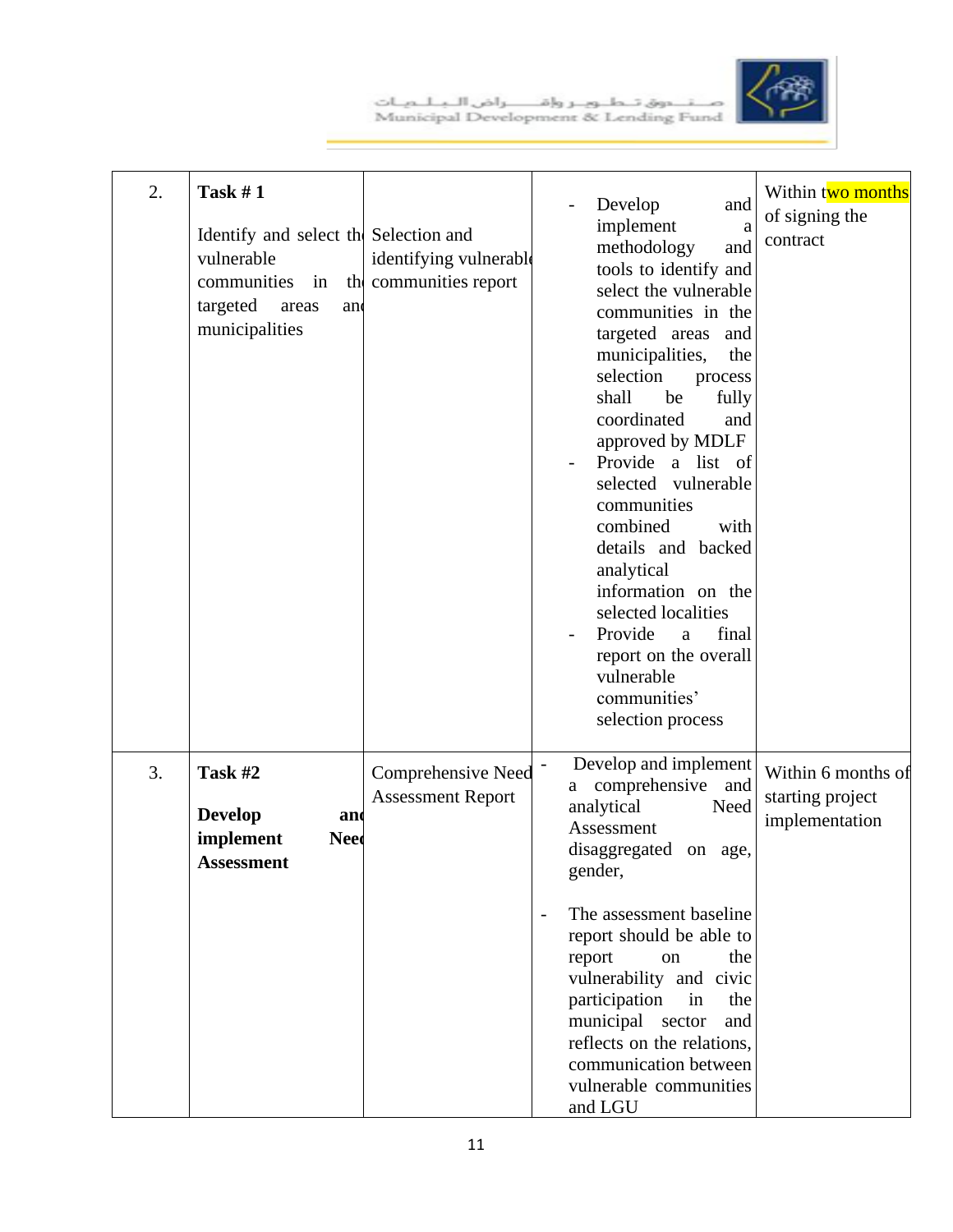| 2. | **Task # 1**<br><br>Identify and select the vulnerable communities in the targeted areas and municipalities | Selection and identifying vulnerable communities report | - Develop and implement a methodology and tools to identify and select the vulnerable communities in the targeted areas and municipalities, the selection process shall be fully coordinated and approved by MDLF<br>- Provide a list of selected vulnerable communities combined with details and backed analytical information on the selected localities<br>- Provide a final report on the overall vulnerable communities' selection process | Within two months of signing the contract |
|---|---|---|---|---|
| 3. | **Task #2**<br><br>**Develop and implement Need Assessment** | Comprehensive Need Assessment Report | - Develop and implement a comprehensive and analytical Need Assessment disaggregated on age, gender,<br><br>- The assessment baseline report should be able to report on the vulnerability and civic participation in the municipal sector and reflects on the relations, communication between vulnerable communities and LGU | Within 6 months of starting project implementation |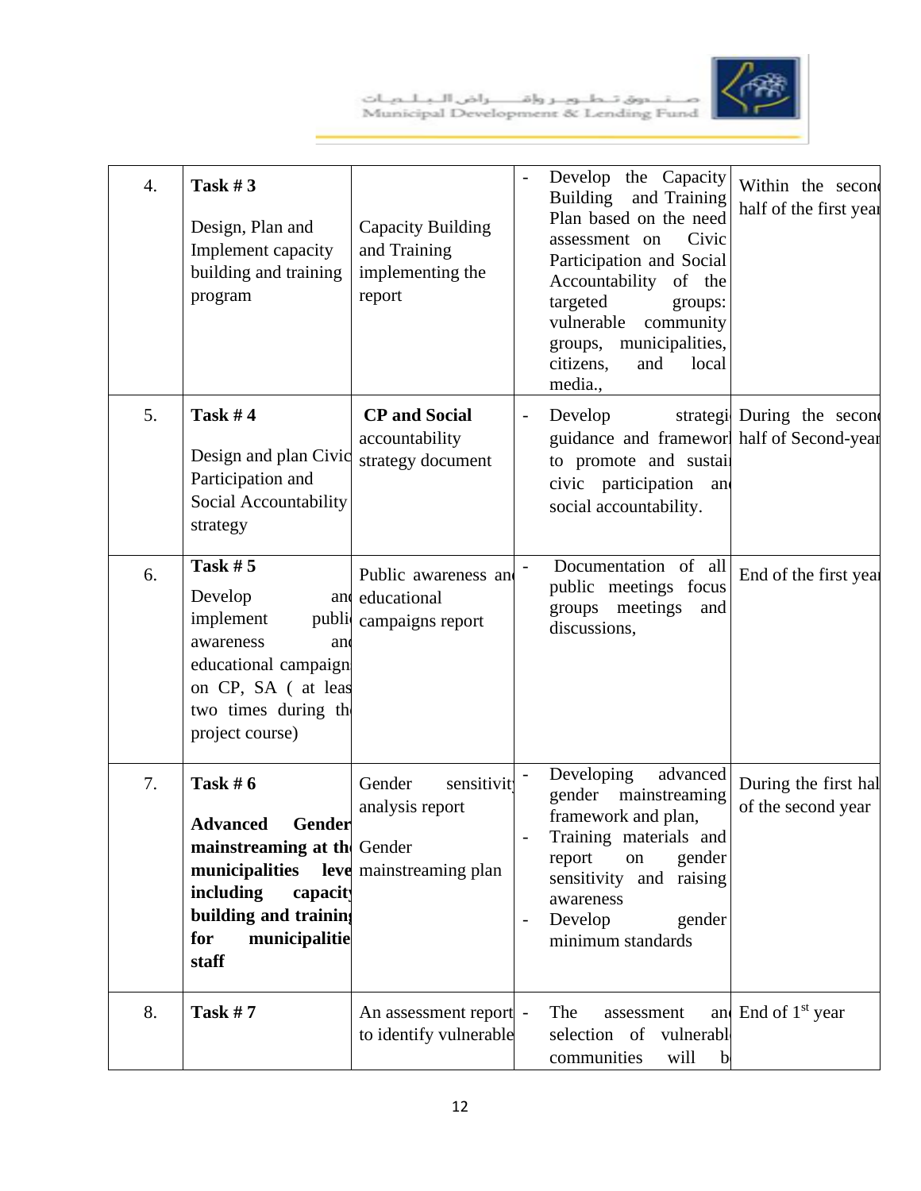| 4. | **Task # 3**<br><br>Design, Plan and Implement capacity building and training program | Capacity Building and Training implementing the report | - Develop the Capacity Building and Training Plan based on the need assessment on Civic Participation and Social Accountability of the targeted groups: vulnerable community groups, municipalities, citizens, and local media., | Within the second half of the first year |
|---|---|---|---|---|
| 5. | **Task # 4**<br><br>Design and plan Civic Participation and Social Accountability strategy | **CP and Social** accountability strategy document | - Develop strategic guidance and framework to promote and sustain civic participation and social accountability. | During the second half of Second-year |
| 6. | **Task # 5**<br><br>Develop and implement public awareness and educational campaigns on CP, SA ( at least two times during the project course) | Public awareness and educational campaigns report | - Documentation of all public meetings focus groups meetings and discussions, | End of the first year |
| 7. | **Task # 6**<br><br>**Advanced Gender mainstreaming at the municipalities level including capacity building and training for municipalities staff** | Gender sensitivity analysis report<br><br>Gender mainstreaming plan | - Developing advanced gender mainstreaming framework and plan,<br>- Training materials and report on gender sensitivity and raising awareness<br>- Develop gender minimum standards | During the first half of the second year |
| 8. | **Task # 7** | An assessment report to identify vulnerable | - The assessment and selection of vulnerable communities will be | End of 1st year |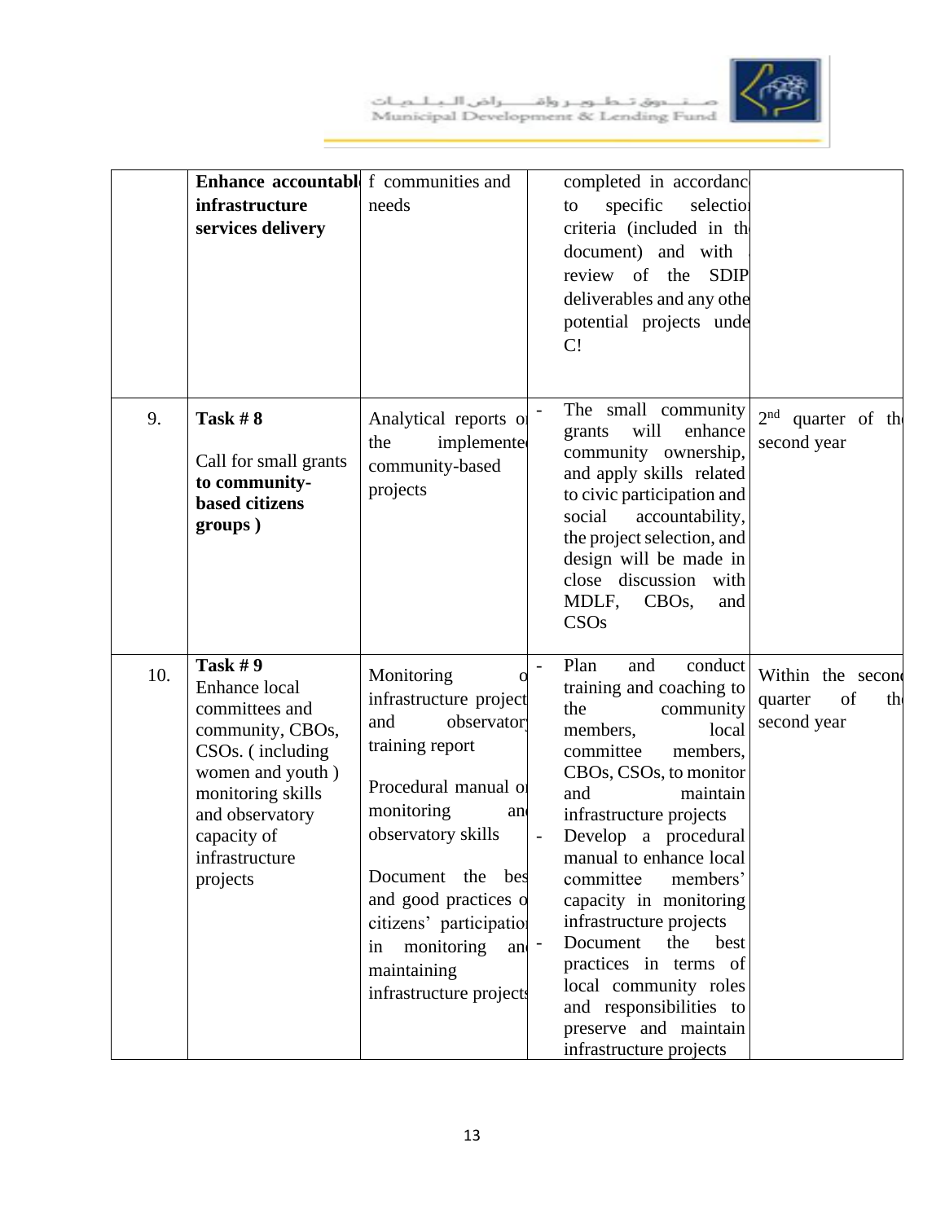| | **Enhance accountabl infrastructure services delivery** | f communities and needs | completed in accordanc to specific selectio criteria (included in th document) and with review of the SDIP deliverables and any othe potential projects unde C! | |
|---|---|---|---|---|
| 9. | **Task # 8**<br><br>Call for small grants **to community-based citizens groups )** | Analytical reports o the implemente community-based projects | - The small community grants will enhance community ownership, and apply skills related to civic participation and social accountability, the project selection, and design will be made in close discussion with MDLF, CBOs, and CSOs | 2nd quarter of th second year |
| 10. | **Task # 9**<br>Enhance local committees and community, CBOs, CSOs. ( including women and youth ) monitoring skills and observatory capacity of infrastructure projects | Monitoring o infrastructure project and observator training report<br><br>Procedural manual o monitoring an observatory skills<br><br>Document the bes and good practices o citizens' participatio in monitoring an maintaining infrastructure projects | - Plan and conduct training and coaching to the community members, local committee members, CBOs, CSOs, to monitor and maintain infrastructure projects<br>- Develop a procedural manual to enhance local committee members' capacity in monitoring infrastructure projects<br>- Document the best practices in terms of local community roles and responsibilities to preserve and maintain infrastructure projects | Within the secon quarter of th second year |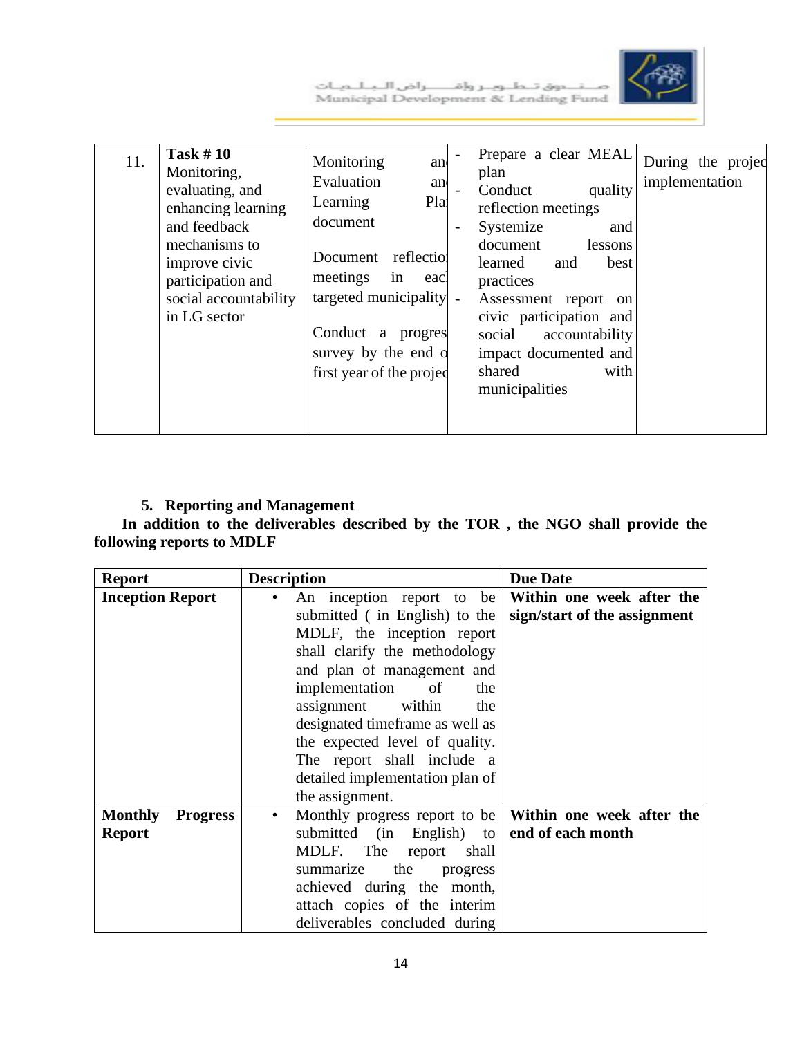| 11. | **Task # 10** Monitoring, evaluating, and enhancing learning and feedback mechanisms to improve civic participation and social accountability in LG sector | Monitoring and Evaluation and Learning Plan document<br><br>Document reflection meetings in each targeted municipality<br><br>Conduct a progress survey by the end of first year of the project | - Prepare a clear MEAL plan<br>- Conduct quality reflection meetings<br>- Systemize and document lessons learned and best practices<br>- Assessment report on civic participation and social accountability impact documented and shared with municipalities | During the project implementation |
|---|---|---|---|---|

### 5. Reporting and Management

**In addition to the deliverables described by the TOR , the NGO shall provide the following reports to MDLF**

| Report | Description | Due Date |
|---|---|---|
| **Inception Report** | • An inception report to be submitted ( in English) to the MDLF, the inception report shall clarify the methodology and plan of management and implementation of the assignment within the designated timeframe as well as the expected level of quality. The report shall include a detailed implementation plan of the assignment. | **Within one week after the sign/start of the assignment** |
| **Monthly Progress Report** | • Monthly progress report to be submitted (in English) to MDLF. The report shall summarize the progress achieved during the month, attach copies of the interim deliverables concluded during | **Within one week after the end of each month** |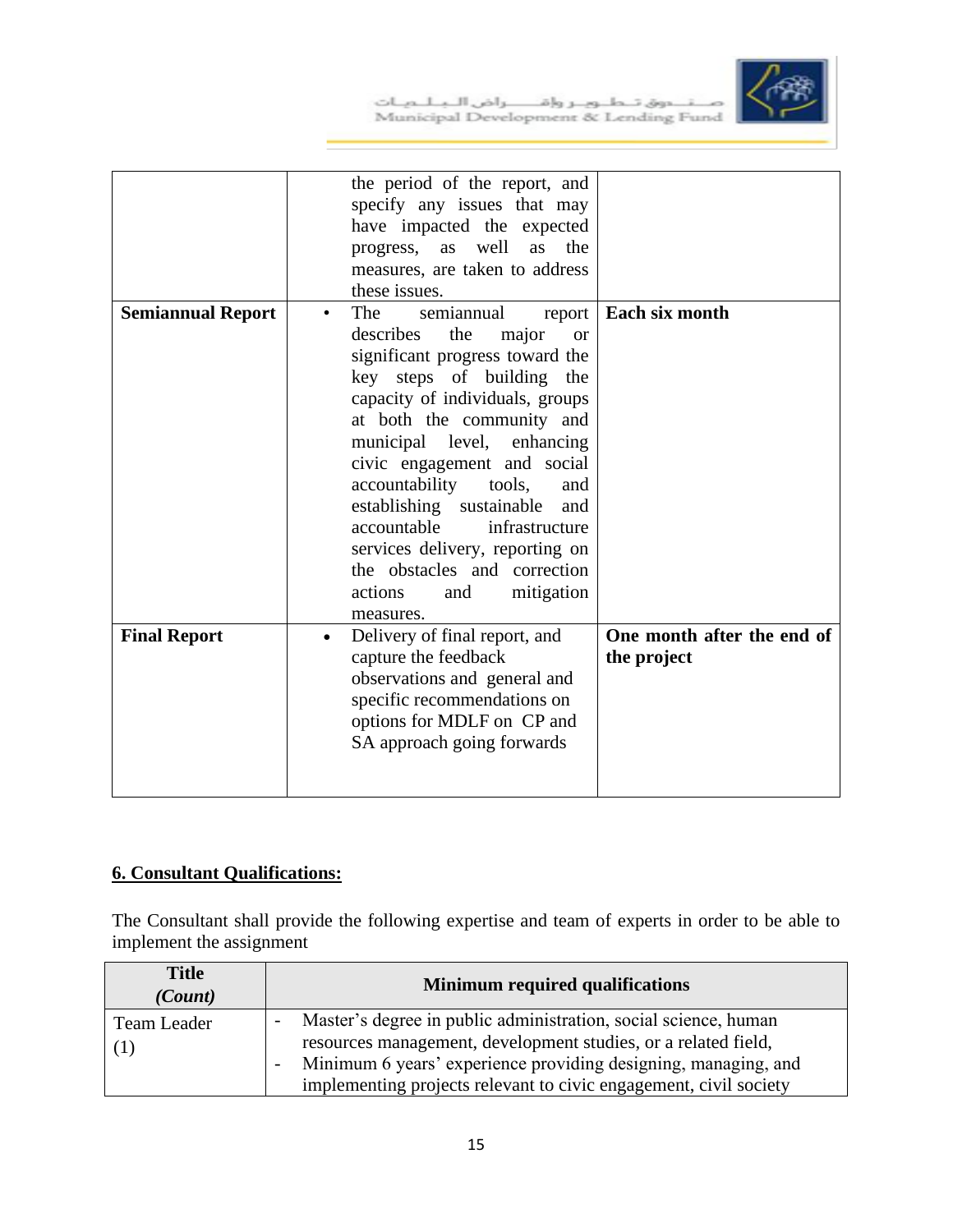| | | |
|---|---|---|
| | the period of the report, and specify any issues that may have impacted the expected progress, as well as the measures, are taken to address these issues. | |
| **Semiannual Report** | • The semiannual report describes the major or significant progress toward the key steps of building the capacity of individuals, groups at both the community and municipal level, enhancing civic engagement and social accountability tools, and establishing sustainable and accountable infrastructure services delivery, reporting on the obstacles and correction actions and mitigation measures. | **Each six month** |
| **Final Report** | • Delivery of final report, and capture the feedback observations and general and specific recommendations on options for MDLF on CP and SA approach going forwards | **One month after the end of the project** |

## 6. Consultant Qualifications:

The Consultant shall provide the following expertise and team of experts in order to be able to implement the assignment

| Title *(Count)* | Minimum required qualifications |
|---|---|
| Team Leader (1) | - Master's degree in public administration, social science, human resources management, development studies, or a related field,<br>- Minimum 6 years' experience providing designing, managing, and implementing projects relevant to civic engagement, civil society |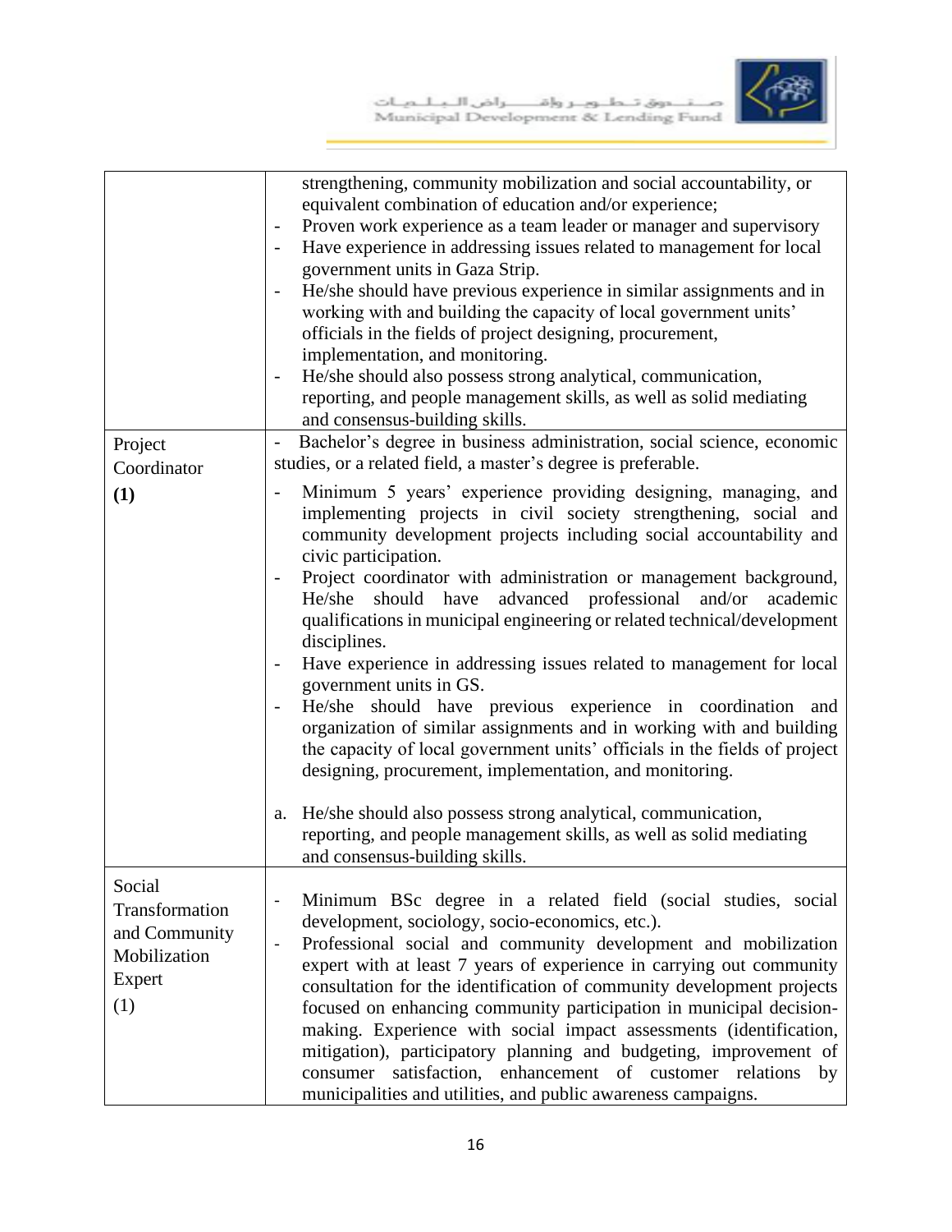| | |
|---|---|
| | strengthening, community mobilization and social accountability, or equivalent combination of education and/or experience;<br>- Proven work experience as a team leader or manager and supervisory<br>- Have experience in addressing issues related to management for local government units in Gaza Strip.<br>- He/she should have previous experience in similar assignments and in working with and building the capacity of local government units' officials in the fields of project designing, procurement, implementation, and monitoring.<br>- He/she should also possess strong analytical, communication, reporting, and people management skills, as well as solid mediating and consensus-building skills. |
| Project Coordinator<br>**(1)** | - Bachelor's degree in business administration, social science, economic studies, or a related field, a master's degree is preferable.<br>- Minimum 5 years' experience providing designing, managing, and implementing projects in civil society strengthening, social and community development projects including social accountability and civic participation.<br>- Project coordinator with administration or management background, He/she should have advanced professional and/or academic qualifications in municipal engineering or related technical/development disciplines.<br>- Have experience in addressing issues related to management for local government units in GS.<br>- He/she should have previous experience in coordination and organization of similar assignments and in working with and building the capacity of local government units' officials in the fields of project designing, procurement, implementation, and monitoring.<br><br>a. He/she should also possess strong analytical, communication, reporting, and people management skills, as well as solid mediating and consensus-building skills. |
| Social Transformation and Community Mobilization Expert<br>(1) | - Minimum BSc degree in a related field (social studies, social development, sociology, socio-economics, etc.).<br>- Professional social and community development and mobilization expert with at least 7 years of experience in carrying out community consultation for the identification of community development projects focused on enhancing community participation in municipal decision-making. Experience with social impact assessments (identification, mitigation), participatory planning and budgeting, improvement of consumer satisfaction, enhancement of customer relations by municipalities and utilities, and public awareness campaigns. |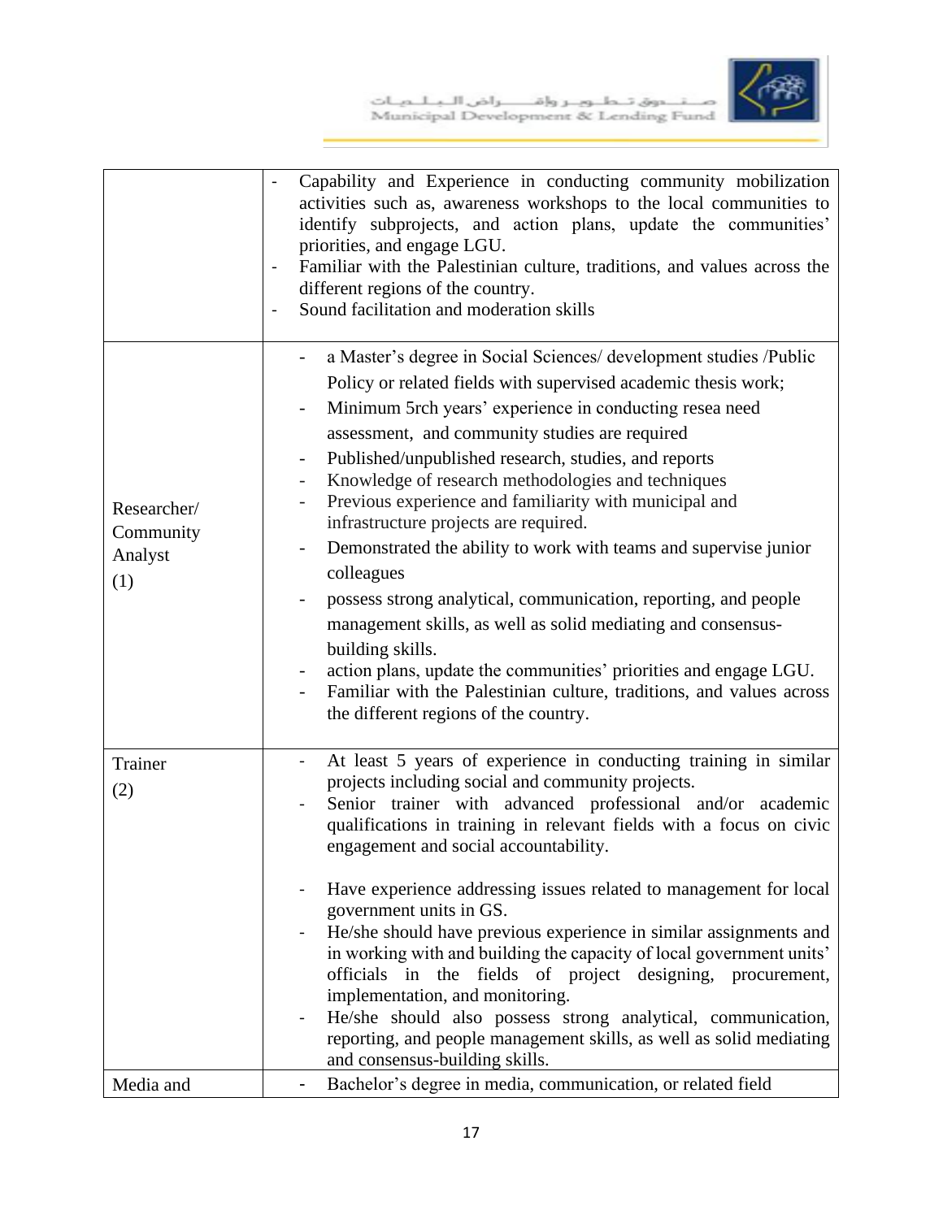| | |
|---|---|
| | - Capability and Experience in conducting community mobilization activities such as, awareness workshops to the local communities to identify subprojects, and action plans, update the communities' priorities, and engage LGU.<br>- Familiar with the Palestinian culture, traditions, and values across the different regions of the country.<br>- Sound facilitation and moderation skills |
| Researcher/ Community Analyst (1) | - a Master's degree in Social Sciences/ development studies /Public Policy or related fields with supervised academic thesis work;<br>- Minimum 5rch years' experience in conducting resea need assessment, and community studies are required<br>- Published/unpublished research, studies, and reports<br>- Knowledge of research methodologies and techniques<br>- Previous experience and familiarity with municipal and infrastructure projects are required.<br>- Demonstrated the ability to work with teams and supervise junior colleagues<br>- possess strong analytical, communication, reporting, and people management skills, as well as solid mediating and consensus-building skills.<br>- action plans, update the communities' priorities and engage LGU.<br>- Familiar with the Palestinian culture, traditions, and values across the different regions of the country. |
| Trainer (2) | - At least 5 years of experience in conducting training in similar projects including social and community projects.<br>- Senior trainer with advanced professional and/or academic qualifications in training in relevant fields with a focus on civic engagement and social accountability.<br>- Have experience addressing issues related to management for local government units in GS.<br>- He/she should have previous experience in similar assignments and in working with and building the capacity of local government units' officials in the fields of project designing, procurement, implementation, and monitoring.<br>- He/she should also possess strong analytical, communication, reporting, and people management skills, as well as solid mediating and consensus-building skills. |
| Media and | - Bachelor's degree in media, communication, or related field |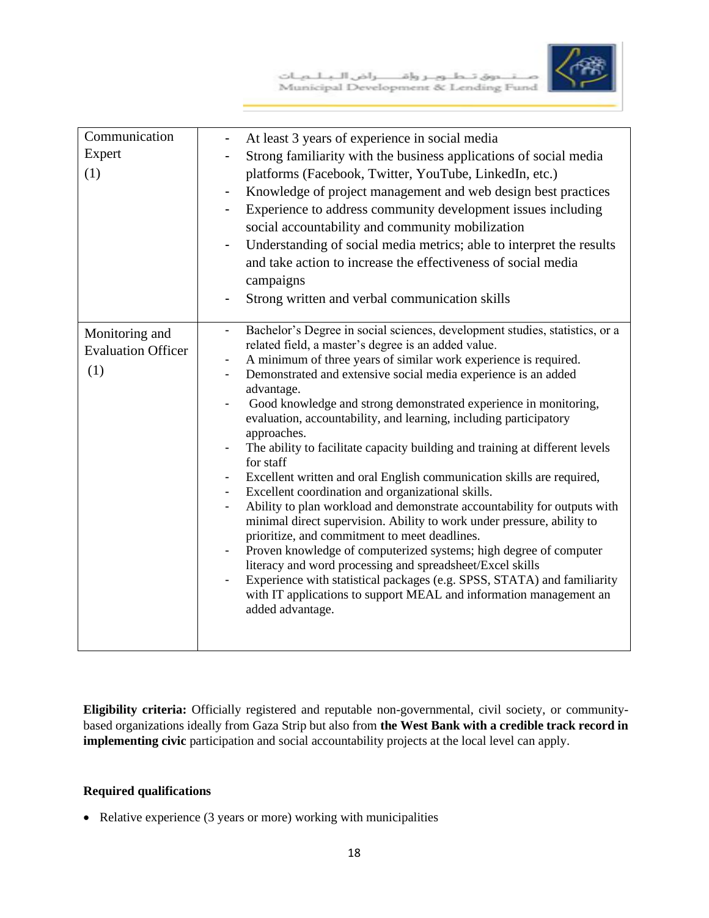| Communication Expert (1) | - At least 3 years of experience in social media<br>- Strong familiarity with the business applications of social media platforms (Facebook, Twitter, YouTube, LinkedIn, etc.)<br>- Knowledge of project management and web design best practices<br>- Experience to address community development issues including social accountability and community mobilization<br>- Understanding of social media metrics; able to interpret the results and take action to increase the effectiveness of social media campaigns<br>- Strong written and verbal communication skills |
|---|---|
| Monitoring and Evaluation Officer (1) | - Bachelor's Degree in social sciences, development studies, statistics, or a related field, a master's degree is an added value.<br>- A minimum of three years of similar work experience is required.<br>- Demonstrated and extensive social media experience is an added advantage.<br>- Good knowledge and strong demonstrated experience in monitoring, evaluation, accountability, and learning, including participatory approaches.<br>- The ability to facilitate capacity building and training at different levels for staff<br>- Excellent written and oral English communication skills are required,<br>- Excellent coordination and organizational skills.<br>- Ability to plan workload and demonstrate accountability for outputs with minimal direct supervision. Ability to work under pressure, ability to prioritize, and commitment to meet deadlines.<br>- Proven knowledge of computerized systems; high degree of computer literacy and word processing and spreadsheet/Excel skills<br>- Experience with statistical packages (e.g. SPSS, STATA) and familiarity with IT applications to support MEAL and information management an added advantage. |

**Eligibility criteria:** Officially registered and reputable non-governmental, civil society, or community-based organizations ideally from Gaza Strip but also from **the West Bank with a credible track record in implementing civic** participation and social accountability projects at the local level can apply.

**Required qualifications**

- Relative experience (3 years or more) working with municipalities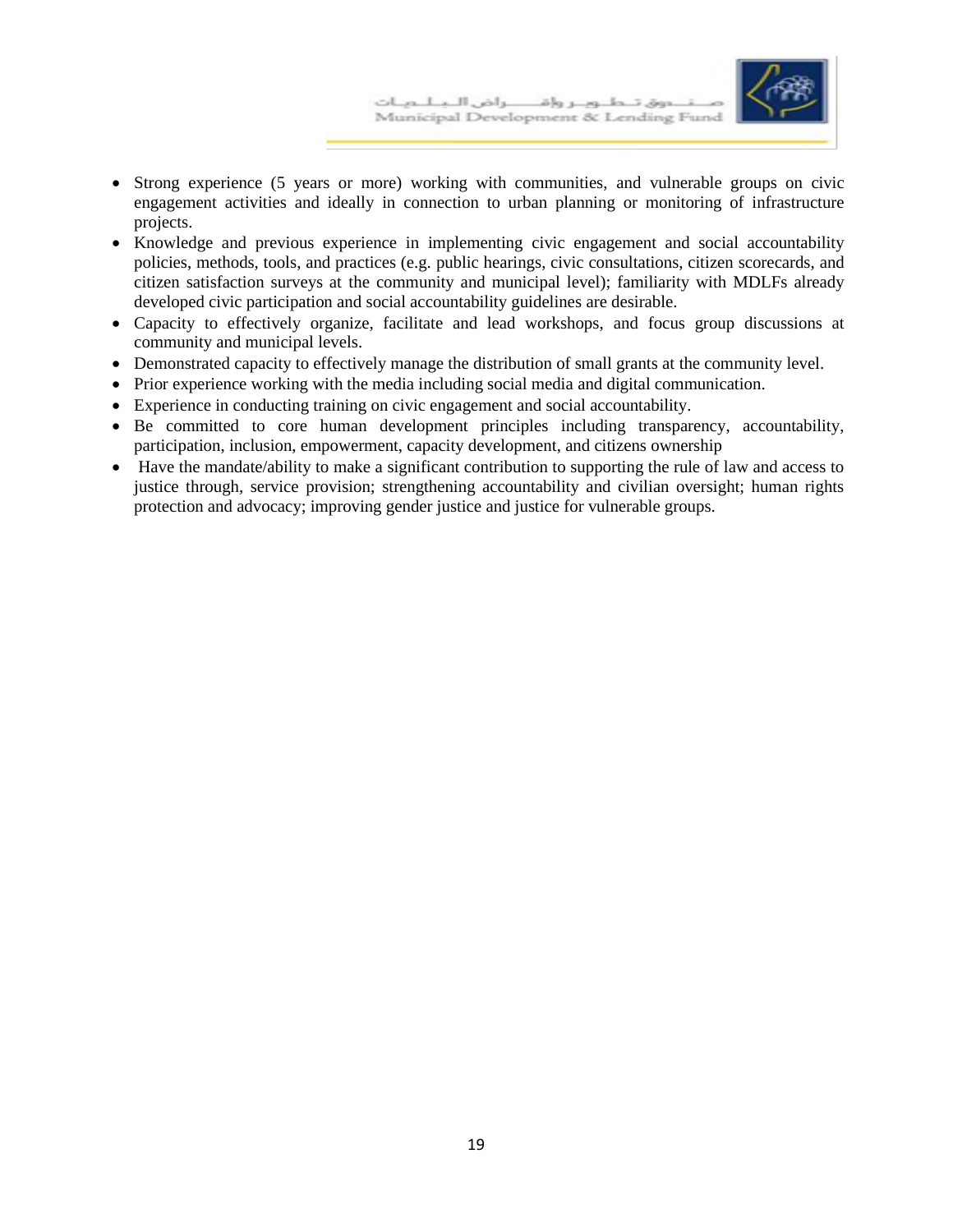- Strong experience (5 years or more) working with communities, and vulnerable groups on civic engagement activities and ideally in connection to urban planning or monitoring of infrastructure projects.
- Knowledge and previous experience in implementing civic engagement and social accountability policies, methods, tools, and practices (e.g. public hearings, civic consultations, citizen scorecards, and citizen satisfaction surveys at the community and municipal level); familiarity with MDLFs already developed civic participation and social accountability guidelines are desirable.
- Capacity to effectively organize, facilitate and lead workshops, and focus group discussions at community and municipal levels.
- Demonstrated capacity to effectively manage the distribution of small grants at the community level.
- Prior experience working with the media including social media and digital communication.
- Experience in conducting training on civic engagement and social accountability.
- Be committed to core human development principles including transparency, accountability, participation, inclusion, empowerment, capacity development, and citizens ownership
- Have the mandate/ability to make a significant contribution to supporting the rule of law and access to justice through, service provision; strengthening accountability and civilian oversight; human rights protection and advocacy; improving gender justice and justice for vulnerable groups.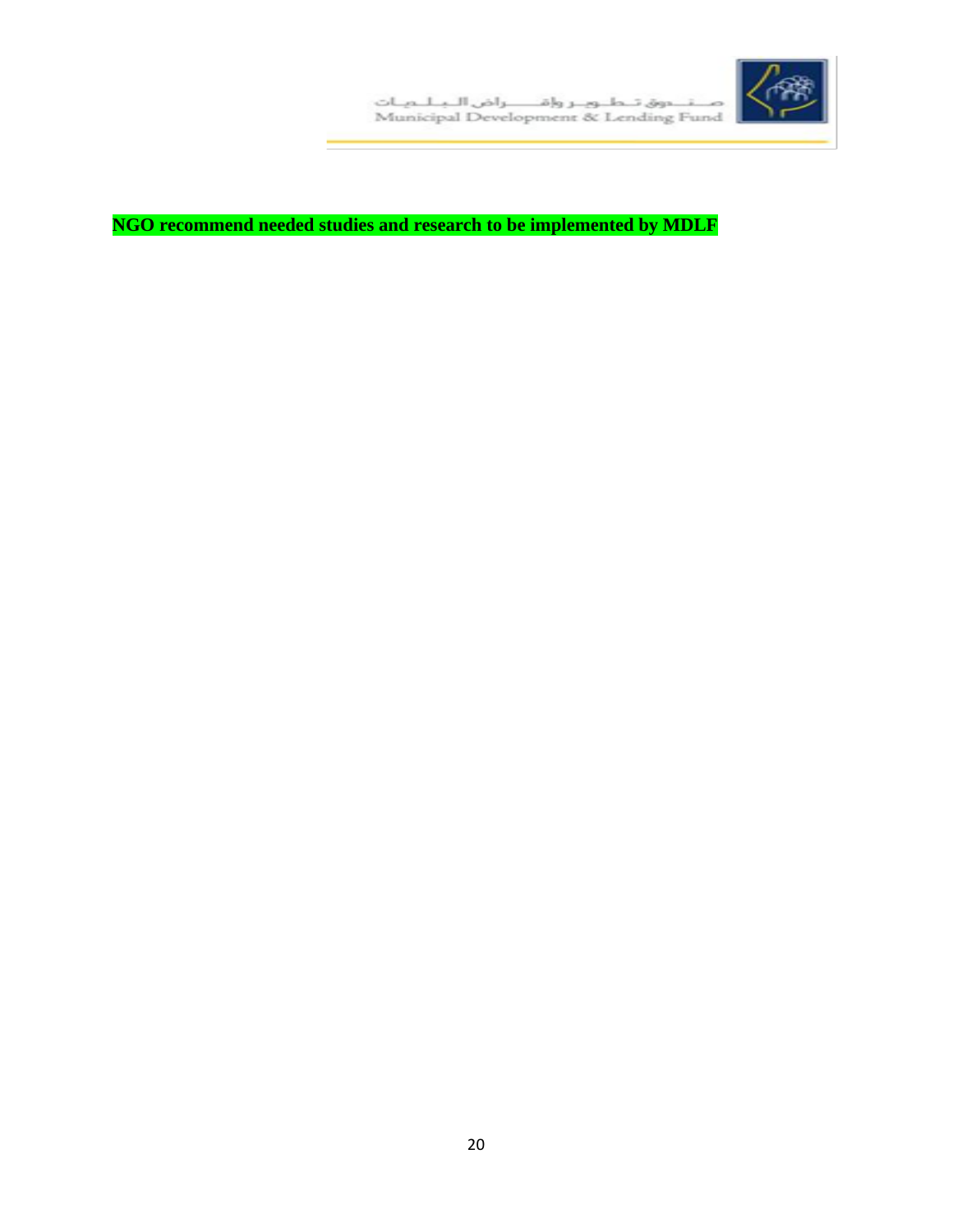**NGO recommend needed studies and research to be implemented by MDLF**